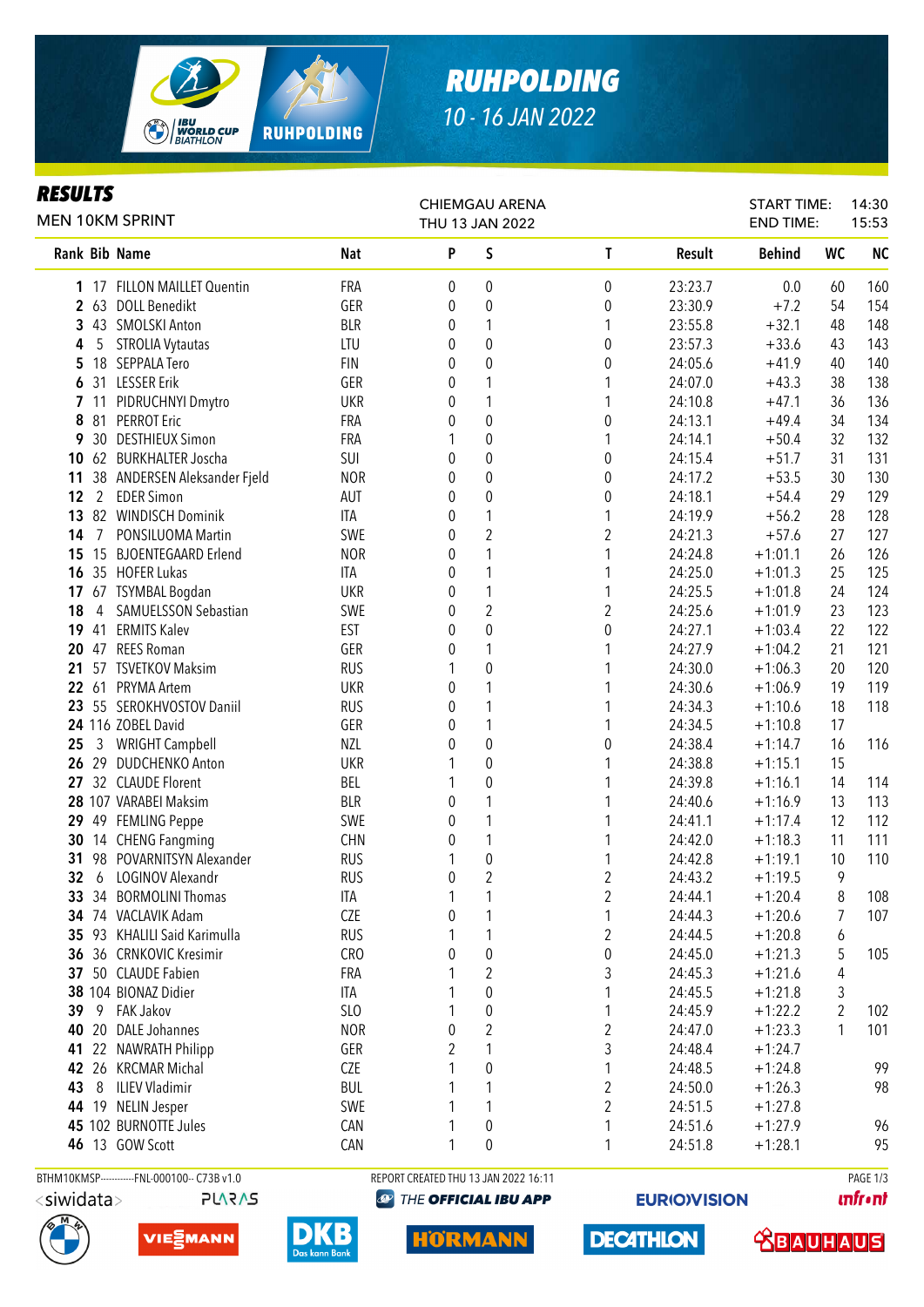# RUHPOLDING

10 - 16 JAN 2022

## RESULTS

MEN 10KM SPRINT

CHIEMGAU ARENA
THU 13 JAN 2022

START TIME: 14:30
END TIME: 15:53

| Rank | Bib | Name | Nat | P | S | T | Result | Behind | WC | NC |
|---|---|---|---|---|---|---|---|---|---|---|
| 1 | 17 | FILLON MAILLET Quentin | FRA | 0 | 0 | 0 | 23:23.7 | 0.0 | 60 | 160 |
| 2 | 63 | DOLL Benedikt | GER | 0 | 0 | 0 | 23:30.9 | +7.2 | 54 | 154 |
| 3 | 43 | SMOLSKI Anton | BLR | 0 | 1 | 1 | 23:55.8 | +32.1 | 48 | 148 |
| 4 | 5 | STROLIA Vytautas | LTU | 0 | 0 | 0 | 23:57.3 | +33.6 | 43 | 143 |
| 5 | 18 | SEPPALA Tero | FIN | 0 | 0 | 0 | 24:05.6 | +41.9 | 40 | 140 |
| 6 | 31 | LESSER Erik | GER | 0 | 1 | 1 | 24:07.0 | +43.3 | 38 | 138 |
| 7 | 11 | PIDRUCHNYI Dmytro | UKR | 0 | 1 | 1 | 24:10.8 | +47.1 | 36 | 136 |
| 8 | 81 | PERROT Eric | FRA | 0 | 0 | 0 | 24:13.1 | +49.4 | 34 | 134 |
| 9 | 30 | DESTHIEUX Simon | FRA | 1 | 0 | 1 | 24:14.1 | +50.4 | 32 | 132 |
| 10 | 62 | BURKHALTER Joscha | SUI | 0 | 0 | 0 | 24:15.4 | +51.7 | 31 | 131 |
| 11 | 38 | ANDERSEN Aleksander Fjeld | NOR | 0 | 0 | 0 | 24:17.2 | +53.5 | 30 | 130 |
| 12 | 2 | EDER Simon | AUT | 0 | 0 | 0 | 24:18.1 | +54.4 | 29 | 129 |
| 13 | 82 | WINDISCH Dominik | ITA | 0 | 1 | 1 | 24:19.9 | +56.2 | 28 | 128 |
| 14 | 7 | PONSILUOMA Martin | SWE | 0 | 2 | 2 | 24:21.3 | +57.6 | 27 | 127 |
| 15 | 15 | BJOENTEGAARD Erlend | NOR | 0 | 1 | 1 | 24:24.8 | +1:01.1 | 26 | 126 |
| 16 | 35 | HOFER Lukas | ITA | 0 | 1 | 1 | 24:25.0 | +1:01.3 | 25 | 125 |
| 17 | 67 | TSYMBAL Bogdan | UKR | 0 | 1 | 1 | 24:25.5 | +1:01.8 | 24 | 124 |
| 18 | 4 | SAMUELSSON Sebastian | SWE | 0 | 2 | 2 | 24:25.6 | +1:01.9 | 23 | 123 |
| 19 | 41 | ERMITS Kalev | EST | 0 | 0 | 0 | 24:27.1 | +1:03.4 | 22 | 122 |
| 20 | 47 | REES Roman | GER | 0 | 1 | 1 | 24:27.9 | +1:04.2 | 21 | 121 |
| 21 | 57 | TSVETKOV Maksim | RUS | 1 | 0 | 1 | 24:30.0 | +1:06.3 | 20 | 120 |
| 22 | 61 | PRYMA Artem | UKR | 0 | 1 | 1 | 24:30.6 | +1:06.9 | 19 | 119 |
| 23 | 55 | SEROKHVOSTOV Daniil | RUS | 0 | 1 | 1 | 24:34.3 | +1:10.6 | 18 | 118 |
| 24 | 116 | ZOBEL David | GER | 0 | 1 | 1 | 24:34.5 | +1:10.8 | 17 | |
| 25 | 3 | WRIGHT Campbell | NZL | 0 | 0 | 0 | 24:38.4 | +1:14.7 | 16 | 116 |
| 26 | 29 | DUDCHENKO Anton | UKR | 1 | 0 | 1 | 24:38.8 | +1:15.1 | 15 | |
| 27 | 32 | CLAUDE Florent | BEL | 1 | 0 | 1 | 24:39.8 | +1:16.1 | 14 | 114 |
| 28 | 107 | VARABEI Maksim | BLR | 0 | 1 | 1 | 24:40.6 | +1:16.9 | 13 | 113 |
| 29 | 49 | FEMLING Peppe | SWE | 0 | 1 | 1 | 24:41.1 | +1:17.4 | 12 | 112 |
| 30 | 14 | CHENG Fangming | CHN | 0 | 1 | 1 | 24:42.0 | +1:18.3 | 11 | 111 |
| 31 | 98 | POVARNITSYN Alexander | RUS | 1 | 0 | 1 | 24:42.8 | +1:19.1 | 10 | 110 |
| 32 | 6 | LOGINOV Alexandr | RUS | 0 | 2 | 2 | 24:43.2 | +1:19.5 | 9 | |
| 33 | 34 | BORMOLINI Thomas | ITA | 1 | 1 | 2 | 24:44.1 | +1:20.4 | 8 | 108 |
| 34 | 74 | VACLAVIK Adam | CZE | 0 | 1 | 1 | 24:44.3 | +1:20.6 | 7 | 107 |
| 35 | 93 | KHALILI Said Karimulla | RUS | 1 | 1 | 2 | 24:44.5 | +1:20.8 | 6 | |
| 36 | 36 | CRNKOVIC Kresimir | CRO | 0 | 0 | 0 | 24:45.0 | +1:21.3 | 5 | 105 |
| 37 | 50 | CLAUDE Fabien | FRA | 1 | 2 | 3 | 24:45.3 | +1:21.6 | 4 | |
| 38 | 104 | BIONAZ Didier | ITA | 1 | 0 | 1 | 24:45.5 | +1:21.8 | 3 | |
| 39 | 9 | FAK Jakov | SLO | 1 | 0 | 1 | 24:45.9 | +1:22.2 | 2 | 102 |
| 40 | 20 | DALE Johannes | NOR | 0 | 2 | 2 | 24:47.0 | +1:23.3 | 1 | 101 |
| 41 | 22 | NAWRATH Philipp | GER | 2 | 1 | 3 | 24:48.4 | +1:24.7 | | |
| 42 | 26 | KRCMAR Michal | CZE | 1 | 0 | 1 | 24:48.5 | +1:24.8 | | 99 |
| 43 | 8 | ILIEV Vladimir | BUL | 1 | 1 | 2 | 24:50.0 | +1:26.3 | | 98 |
| 44 | 19 | NELIN Jesper | SWE | 1 | 1 | 2 | 24:51.5 | +1:27.8 | | |
| 45 | 102 | BURNOTTE Jules | CAN | 1 | 0 | 1 | 24:51.6 | +1:27.9 | | 96 |
| 46 | 13 | GOW Scott | CAN | 1 | 0 | 1 | 24:51.8 | +1:28.1 | | 95 |

BTHM10KMSP-----------FNL-000100-- C73B v1.0 REPORT CREATED THU 13 JAN 2022 16:11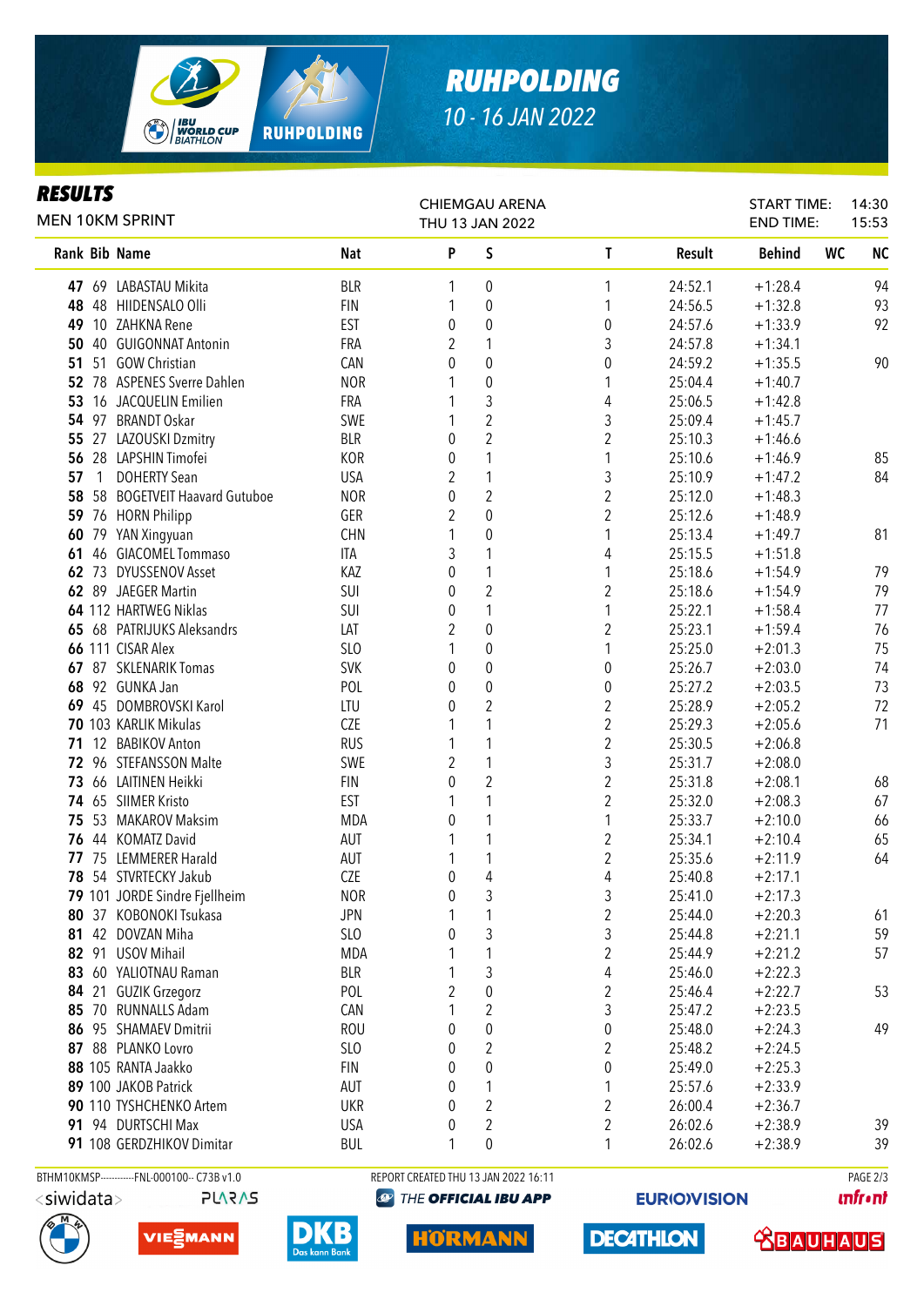# RUHPOLDING

10 - 16 JAN 2022

## RESULTS

MEN 10KM SPRINT

CHIEMGAU ARENA
THU 13 JAN 2022

START TIME: 14:30
END TIME: 15:53

| Rank | Bib | Name | Nat | P | S | T | Result | Behind | WC | NC |
|---|---|---|---|---|---|---|---|---|---|---|
| 47 | 69 | LABASTAU Mikita | BLR | 1 | 0 | 1 | 24:52.1 | +1:28.4 | | 94 |
| 48 | 48 | HIIDENSALO Olli | FIN | 1 | 0 | 1 | 24:56.5 | +1:32.8 | | 93 |
| 49 | 10 | ZAHKNA Rene | EST | 0 | 0 | 0 | 24:57.6 | +1:33.9 | | 92 |
| 50 | 40 | GUIGONNAT Antonin | FRA | 2 | 1 | 3 | 24:57.8 | +1:34.1 | | |
| 51 | 51 | GOW Christian | CAN | 0 | 0 | 0 | 24:59.2 | +1:35.5 | | 90 |
| 52 | 78 | ASPENES Sverre Dahlen | NOR | 1 | 0 | 1 | 25:04.4 | +1:40.7 | | |
| 53 | 16 | JACQUELIN Emilien | FRA | 1 | 3 | 4 | 25:06.5 | +1:42.8 | | |
| 54 | 97 | BRANDT Oskar | SWE | 1 | 2 | 3 | 25:09.4 | +1:45.7 | | |
| 55 | 27 | LAZOUSKI Dzmitry | BLR | 0 | 2 | 2 | 25:10.3 | +1:46.6 | | |
| 56 | 28 | LAPSHIN Timofei | KOR | 0 | 1 | 1 | 25:10.6 | +1:46.9 | | 85 |
| 57 | 1 | DOHERTY Sean | USA | 2 | 1 | 3 | 25:10.9 | +1:47.2 | | 84 |
| 58 | 58 | BOGETVEIT Haavard Gutuboe | NOR | 0 | 2 | 2 | 25:12.0 | +1:48.3 | | |
| 59 | 76 | HORN Philipp | GER | 2 | 0 | 2 | 25:12.6 | +1:48.9 | | |
| 60 | 79 | YAN Xingyuan | CHN | 1 | 0 | 1 | 25:13.4 | +1:49.7 | | 81 |
| 61 | 46 | GIACOMEL Tommaso | ITA | 3 | 1 | 4 | 25:15.5 | +1:51.8 | | |
| 62 | 73 | DYUSSENOV Asset | KAZ | 0 | 1 | 1 | 25:18.6 | +1:54.9 | | 79 |
| 62 | 89 | JAEGER Martin | SUI | 0 | 2 | 2 | 25:18.6 | +1:54.9 | | 79 |
| 64 | 112 | HARTWEG Niklas | SUI | 0 | 1 | 1 | 25:22.1 | +1:58.4 | | 77 |
| 65 | 68 | PATRIJUKS Aleksandrs | LAT | 2 | 0 | 2 | 25:23.1 | +1:59.4 | | 76 |
| 66 | 111 | CISAR Alex | SLO | 1 | 0 | 1 | 25:25.0 | +2:01.3 | | 75 |
| 67 | 87 | SKLENARIK Tomas | SVK | 0 | 0 | 0 | 25:26.7 | +2:03.0 | | 74 |
| 68 | 92 | GUNKA Jan | POL | 0 | 0 | 0 | 25:27.2 | +2:03.5 | | 73 |
| 69 | 45 | DOMBROVSKI Karol | LTU | 0 | 2 | 2 | 25:28.9 | +2:05.2 | | 72 |
| 70 | 103 | KARLIK Mikulas | CZE | 1 | 1 | 2 | 25:29.3 | +2:05.6 | | 71 |
| 71 | 12 | BABIKOV Anton | RUS | 1 | 1 | 2 | 25:30.5 | +2:06.8 | | |
| 72 | 96 | STEFANSSON Malte | SWE | 2 | 1 | 3 | 25:31.7 | +2:08.0 | | |
| 73 | 66 | LAITINEN Heikki | FIN | 0 | 2 | 2 | 25:31.8 | +2:08.1 | | 68 |
| 74 | 65 | SIIMER Kristo | EST | 1 | 1 | 2 | 25:32.0 | +2:08.3 | | 67 |
| 75 | 53 | MAKAROV Maksim | MDA | 0 | 1 | 1 | 25:33.7 | +2:10.0 | | 66 |
| 76 | 44 | KOMATZ David | AUT | 1 | 1 | 2 | 25:34.1 | +2:10.4 | | 65 |
| 77 | 75 | LEMMERER Harald | AUT | 1 | 1 | 2 | 25:35.6 | +2:11.9 | | 64 |
| 78 | 54 | STVRTECKY Jakub | CZE | 0 | 4 | 4 | 25:40.8 | +2:17.1 | | |
| 79 | 101 | JORDE Sindre Fjellheim | NOR | 0 | 3 | 3 | 25:41.0 | +2:17.3 | | |
| 80 | 37 | KOBONOKI Tsukasa | JPN | 1 | 1 | 2 | 25:44.0 | +2:20.3 | | 61 |
| 81 | 42 | DOVZAN Miha | SLO | 0 | 3 | 3 | 25:44.8 | +2:21.1 | | 59 |
| 82 | 91 | USOV Mihail | MDA | 1 | 1 | 2 | 25:44.9 | +2:21.2 | | 57 |
| 83 | 60 | YALIOTNAU Raman | BLR | 1 | 3 | 4 | 25:46.0 | +2:22.3 | | |
| 84 | 21 | GUZIK Grzegorz | POL | 2 | 0 | 2 | 25:46.4 | +2:22.7 | | 53 |
| 85 | 70 | RUNNALLS Adam | CAN | 1 | 2 | 3 | 25:47.2 | +2:23.5 | | |
| 86 | 95 | SHAMAEV Dmitrii | ROU | 0 | 0 | 0 | 25:48.0 | +2:24.3 | | 49 |
| 87 | 88 | PLANKO Lovro | SLO | 0 | 2 | 2 | 25:48.2 | +2:24.5 | | |
| 88 | 105 | RANTA Jaakko | FIN | 0 | 0 | 0 | 25:49.0 | +2:25.3 | | |
| 89 | 100 | JAKOB Patrick | AUT | 0 | 1 | 1 | 25:57.6 | +2:33.9 | | |
| 90 | 110 | TYSHCHENKO Artem | UKR | 0 | 2 | 2 | 26:00.4 | +2:36.7 | | |
| 91 | 94 | DURTSCHI Max | USA | 0 | 2 | 2 | 26:02.6 | +2:38.9 | | 39 |
| 91 | 108 | GERDZHIKOV Dimitar | BUL | 1 | 0 | 1 | 26:02.6 | +2:38.9 | | 39 |

BTHM10KMSP-----------FNL-000100-- C73B v1.0 REPORT CREATED THU 13 JAN 2022 16:11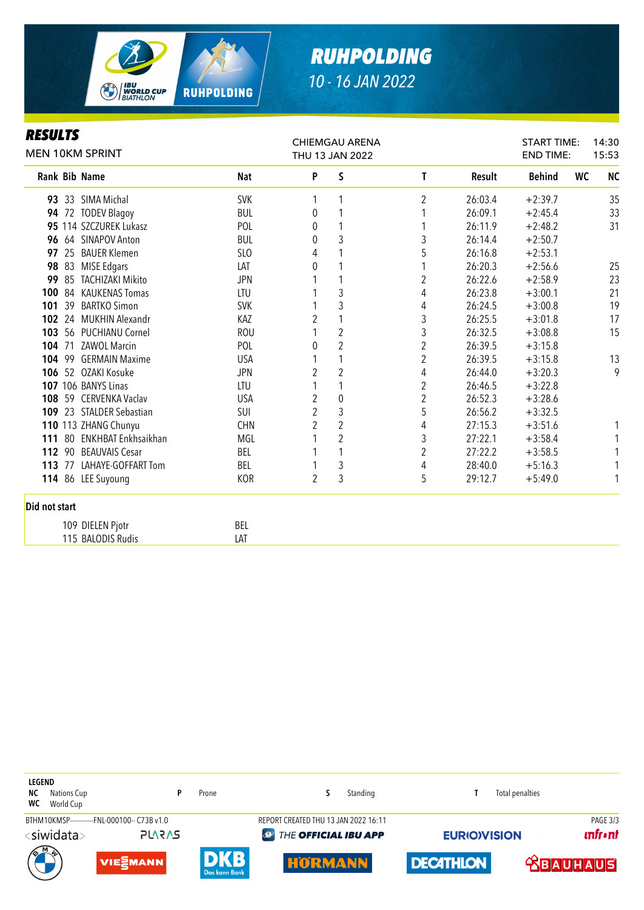# RUHPOLDING

10 - 16 JAN 2022

## RESULTS

MEN 10KM SPRINT

CHIEMGAU ARENA
THU 13 JAN 2022

START TIME: 14:30
END TIME: 15:53

| Rank | Bib | Name | Nat | P | S | T | Result | Behind | WC | NC |
|---|---|---|---|---|---|---|---|---|---|---|
| 93 | 33 | SIMA Michal | SVK | 1 | 1 | 2 | 26:03.4 | +2:39.7 | | 35 |
| 94 | 72 | TODEV Blagoy | BUL | 0 | 1 | 1 | 26:09.1 | +2:45.4 | | 33 |
| 95 | 114 | SZCZUREK Lukasz | POL | 0 | 1 | 1 | 26:11.9 | +2:48.2 | | 31 |
| 96 | 64 | SINAPOV Anton | BUL | 0 | 3 | 3 | 26:14.4 | +2:50.7 | | |
| 97 | 25 | BAUER Klemen | SLO | 4 | 1 | 5 | 26:16.8 | +2:53.1 | | |
| 98 | 83 | MISE Edgars | LAT | 0 | 1 | 1 | 26:20.3 | +2:56.6 | | 25 |
| 99 | 85 | TACHIZAKI Mikito | JPN | 1 | 1 | 2 | 26:22.6 | +2:58.9 | | 23 |
| 100 | 84 | KAUKENAS Tomas | LTU | 1 | 3 | 4 | 26:23.8 | +3:00.1 | | 21 |
| 101 | 39 | BARTKO Simon | SVK | 1 | 3 | 4 | 26:24.5 | +3:00.8 | | 19 |
| 102 | 24 | MUKHIN Alexandr | KAZ | 2 | 1 | 3 | 26:25.5 | +3:01.8 | | 17 |
| 103 | 56 | PUCHIANU Cornel | ROU | 1 | 2 | 3 | 26:32.5 | +3:08.8 | | 15 |
| 104 | 71 | ZAWOL Marcin | POL | 0 | 2 | 2 | 26:39.5 | +3:15.8 | | |
| 104 | 99 | GERMAIN Maxime | USA | 1 | 1 | 2 | 26:39.5 | +3:15.8 | | 13 |
| 106 | 52 | OZAKI Kosuke | JPN | 2 | 2 | 4 | 26:44.0 | +3:20.3 | | 9 |
| 107 | 106 | BANYS Linas | LTU | 1 | 1 | 2 | 26:46.5 | +3:22.8 | | |
| 108 | 59 | CERVENKA Vaclav | USA | 2 | 0 | 2 | 26:52.3 | +3:28.6 | | |
| 109 | 23 | STALDER Sebastian | SUI | 2 | 3 | 5 | 26:56.2 | +3:32.5 | | |
| 110 | 113 | ZHANG Chunyu | CHN | 2 | 2 | 4 | 27:15.3 | +3:51.6 | | 1 |
| 111 | 80 | ENKHBAT Enkhsaikhan | MGL | 1 | 2 | 3 | 27:22.1 | +3:58.4 | | 1 |
| 112 | 90 | BEAUVAIS Cesar | BEL | 1 | 1 | 2 | 27:22.2 | +3:58.5 | | 1 |
| 113 | 77 | LAHAYE-GOFFART Tom | BEL | 1 | 3 | 4 | 28:40.0 | +5:16.3 | | 1 |
| 114 | 86 | LEE Suyoung | KOR | 2 | 3 | 5 | 29:12.7 | +5:49.0 | | 1 |

**Did not start**

| Bib | Name | Nat |
|---|---|---|
| 109 | DIELEN Pjotr | BEL |
| 115 | BALODIS Rudis | LAT |

**LEGEND**
NC Nations Cup; WC World Cup; P Prone; S Standing; T Total penalties

BTHM10KMSP-----------FNL-000100-- C73B v1.0
REPORT CREATED THU 13 JAN 2022 16:11